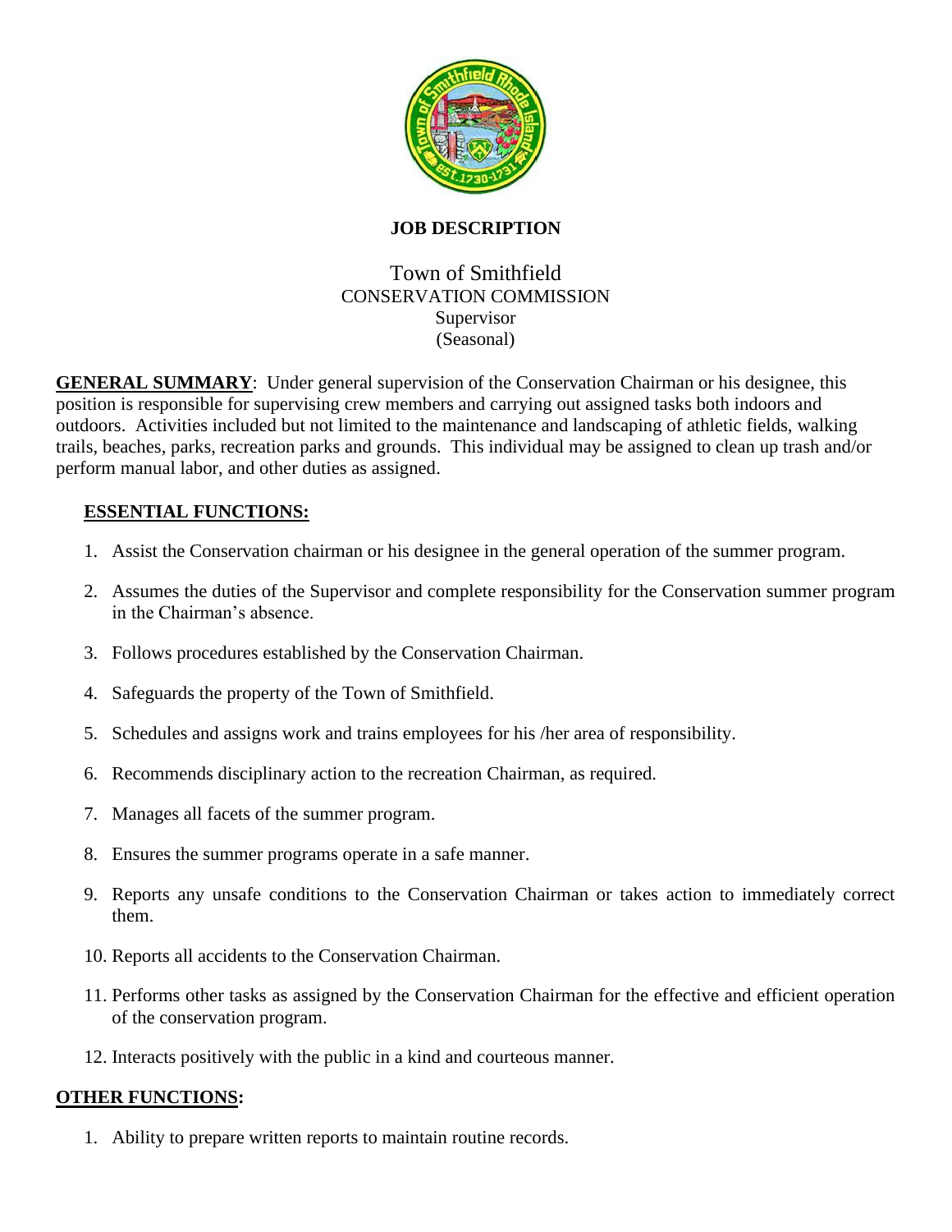# JOB DESCRIPTION

## Town of Smithfield
CONSERVATION COMMISSION
Supervisor
(Seasonal)

**GENERAL SUMMARY**: Under general supervision of the Conservation Chairman or his designee, this position is responsible for supervising crew members and carrying out assigned tasks both indoors and outdoors. Activities included but not limited to the maintenance and landscaping of athletic fields, walking trails, beaches, parks, recreation parks and grounds. This individual may be assigned to clean up trash and/or perform manual labor, and other duties as assigned.

**ESSENTIAL FUNCTIONS:**

1. Assist the Conservation chairman or his designee in the general operation of the summer program.
2. Assumes the duties of the Supervisor and complete responsibility for the Conservation summer program in the Chairman's absence.
3. Follows procedures established by the Conservation Chairman.
4. Safeguards the property of the Town of Smithfield.
5. Schedules and assigns work and trains employees for his /her area of responsibility.
6. Recommends disciplinary action to the recreation Chairman, as required.
7. Manages all facets of the summer program.
8. Ensures the summer programs operate in a safe manner.
9. Reports any unsafe conditions to the Conservation Chairman or takes action to immediately correct them.
10. Reports all accidents to the Conservation Chairman.
11. Performs other tasks as assigned by the Conservation Chairman for the effective and efficient operation of the conservation program.
12. Interacts positively with the public in a kind and courteous manner.

**OTHER FUNCTIONS:**

1. Ability to prepare written reports to maintain routine records.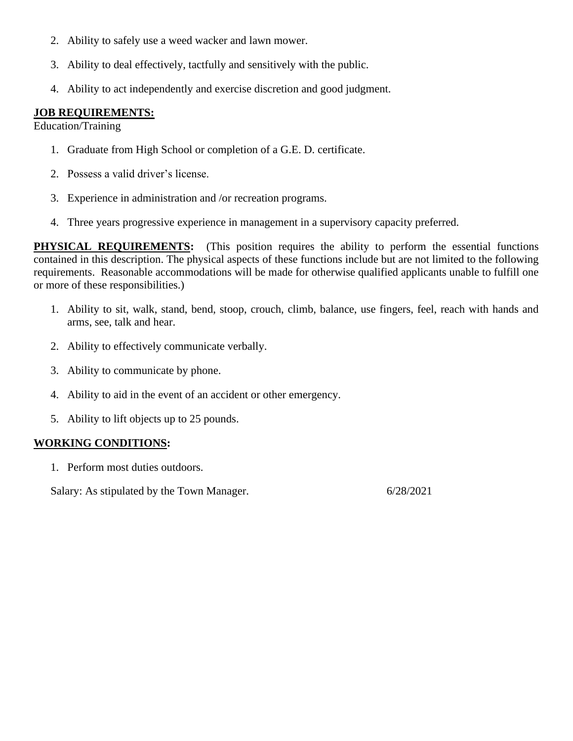2. Ability to safely use a weed wacker and lawn mower.

3. Ability to deal effectively, tactfully and sensitively with the public.

4. Ability to act independently and exercise discretion and good judgment.

**JOB REQUIREMENTS:**

Education/Training

1. Graduate from High School or completion of a G.E. D. certificate.

2. Possess a valid driver's license.

3. Experience in administration and /or recreation programs.

4. Three years progressive experience in management in a supervisory capacity preferred.

**PHYSICAL REQUIREMENTS:** (This position requires the ability to perform the essential functions contained in this description. The physical aspects of these functions include but are not limited to the following requirements. Reasonable accommodations will be made for otherwise qualified applicants unable to fulfill one or more of these responsibilities.)

1. Ability to sit, walk, stand, bend, stoop, crouch, climb, balance, use fingers, feel, reach with hands and arms, see, talk and hear.

2. Ability to effectively communicate verbally.

3. Ability to communicate by phone.

4. Ability to aid in the event of an accident or other emergency.

5. Ability to lift objects up to 25 pounds.

**WORKING CONDITIONS:**

1. Perform most duties outdoors.

Salary: As stipulated by the Town Manager. 6/28/2021